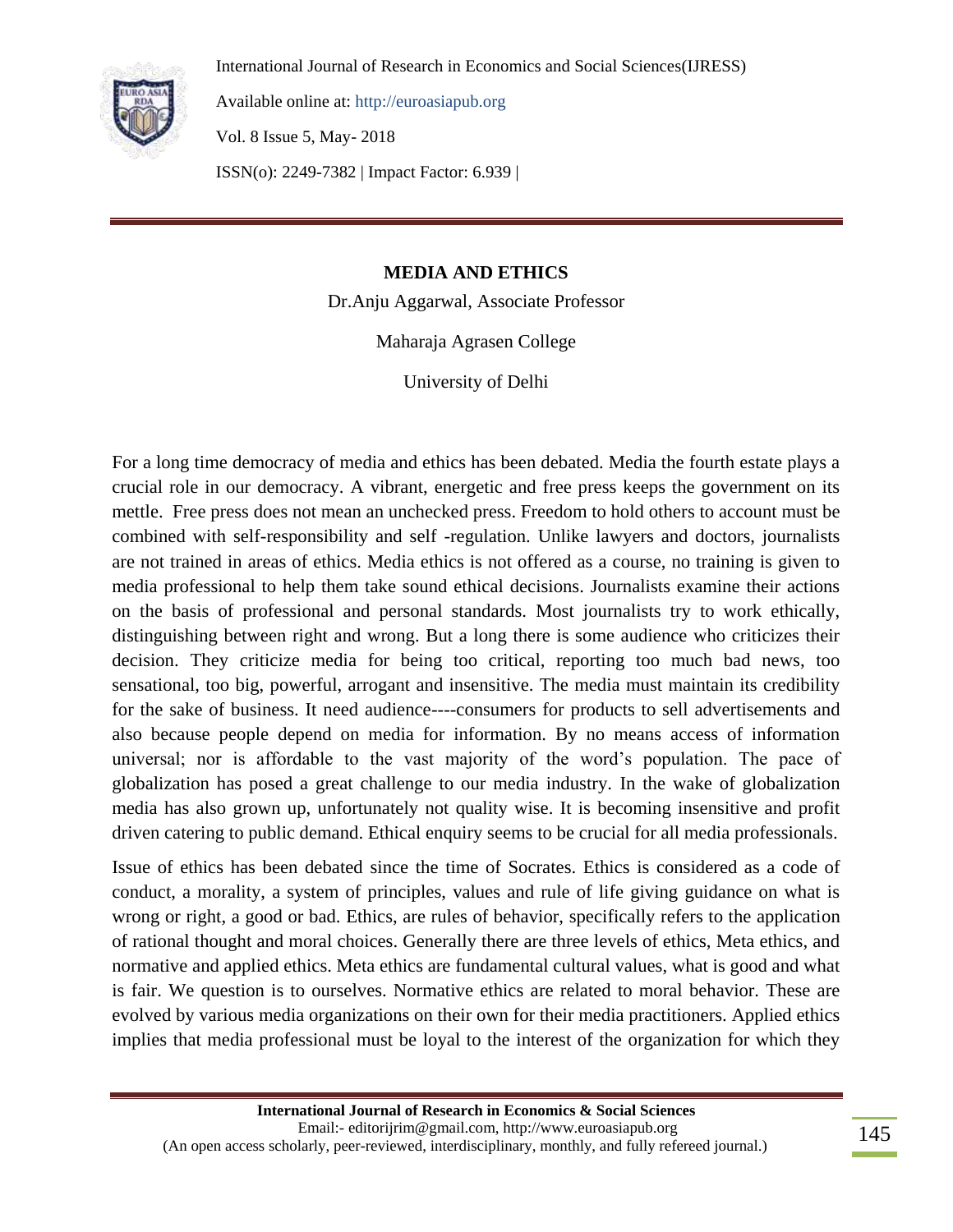# MEDIA AND ETHICS

Dr.Anju Aggarwal, Associate Professor

Maharaja Agrasen College

University of Delhi

For a long time democracy of media and ethics has been debated. Media the fourth estate plays a crucial role in our democracy. A vibrant, energetic and free press keeps the government on its mettle. Free press does not mean an unchecked press. Freedom to hold others to account must be combined with self-responsibility and self -regulation. Unlike lawyers and doctors, journalists are not trained in areas of ethics. Media ethics is not offered as a course, no training is given to media professional to help them take sound ethical decisions. Journalists examine their actions on the basis of professional and personal standards. Most journalists try to work ethically, distinguishing between right and wrong. But a long there is some audience who criticizes their decision. They criticize media for being too critical, reporting too much bad news, too sensational, too big, powerful, arrogant and insensitive. The media must maintain its credibility for the sake of business. It need audience----consumers for products to sell advertisements and also because people depend on media for information. By no means access of information universal; nor is affordable to the vast majority of the word's population. The pace of globalization has posed a great challenge to our media industry. In the wake of globalization media has also grown up, unfortunately not quality wise. It is becoming insensitive and profit driven catering to public demand. Ethical enquiry seems to be crucial for all media professionals.

Issue of ethics has been debated since the time of Socrates. Ethics is considered as a code of conduct, a morality, a system of principles, values and rule of life giving guidance on what is wrong or right, a good or bad. Ethics, are rules of behavior, specifically refers to the application of rational thought and moral choices. Generally there are three levels of ethics, Meta ethics, and normative and applied ethics. Meta ethics are fundamental cultural values, what is good and what is fair. We question is to ourselves. Normative ethics are related to moral behavior. These are evolved by various media organizations on their own for their media practitioners. Applied ethics implies that media professional must be loyal to the interest of the organization for which they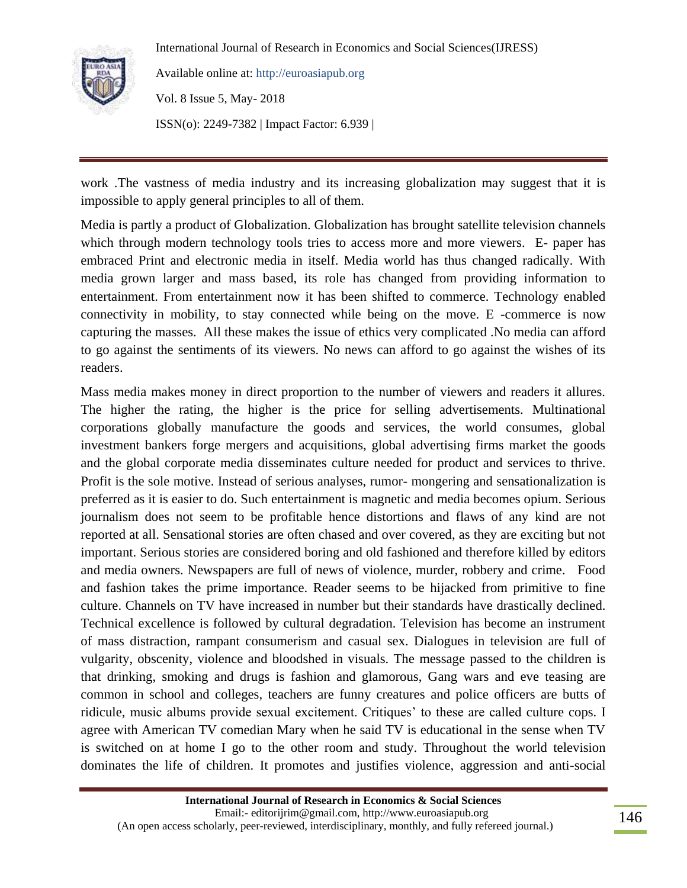work .The vastness of media industry and its increasing globalization may suggest that it is impossible to apply general principles to all of them.

Media is partly a product of Globalization. Globalization has brought satellite television channels which through modern technology tools tries to access more and more viewers. E- paper has embraced Print and electronic media in itself. Media world has thus changed radically. With media grown larger and mass based, its role has changed from providing information to entertainment. From entertainment now it has been shifted to commerce. Technology enabled connectivity in mobility, to stay connected while being on the move. E -commerce is now capturing the masses. All these makes the issue of ethics very complicated .No media can afford to go against the sentiments of its viewers. No news can afford to go against the wishes of its readers.

Mass media makes money in direct proportion to the number of viewers and readers it allures. The higher the rating, the higher is the price for selling advertisements. Multinational corporations globally manufacture the goods and services, the world consumes, global investment bankers forge mergers and acquisitions, global advertising firms market the goods and the global corporate media disseminates culture needed for product and services to thrive. Profit is the sole motive. Instead of serious analyses, rumor- mongering and sensationalization is preferred as it is easier to do. Such entertainment is magnetic and media becomes opium. Serious journalism does not seem to be profitable hence distortions and flaws of any kind are not reported at all. Sensational stories are often chased and over covered, as they are exciting but not important. Serious stories are considered boring and old fashioned and therefore killed by editors and media owners. Newspapers are full of news of violence, murder, robbery and crime. Food and fashion takes the prime importance. Reader seems to be hijacked from primitive to fine culture. Channels on TV have increased in number but their standards have drastically declined. Technical excellence is followed by cultural degradation. Television has become an instrument of mass distraction, rampant consumerism and casual sex. Dialogues in television are full of vulgarity, obscenity, violence and bloodshed in visuals. The message passed to the children is that drinking, smoking and drugs is fashion and glamorous, Gang wars and eve teasing are common in school and colleges, teachers are funny creatures and police officers are butts of ridicule, music albums provide sexual excitement. Critiques' to these are called culture cops. I agree with American TV comedian Mary when he said TV is educational in the sense when TV is switched on at home I go to the other room and study. Throughout the world television dominates the life of children. It promotes and justifies violence, aggression and anti-social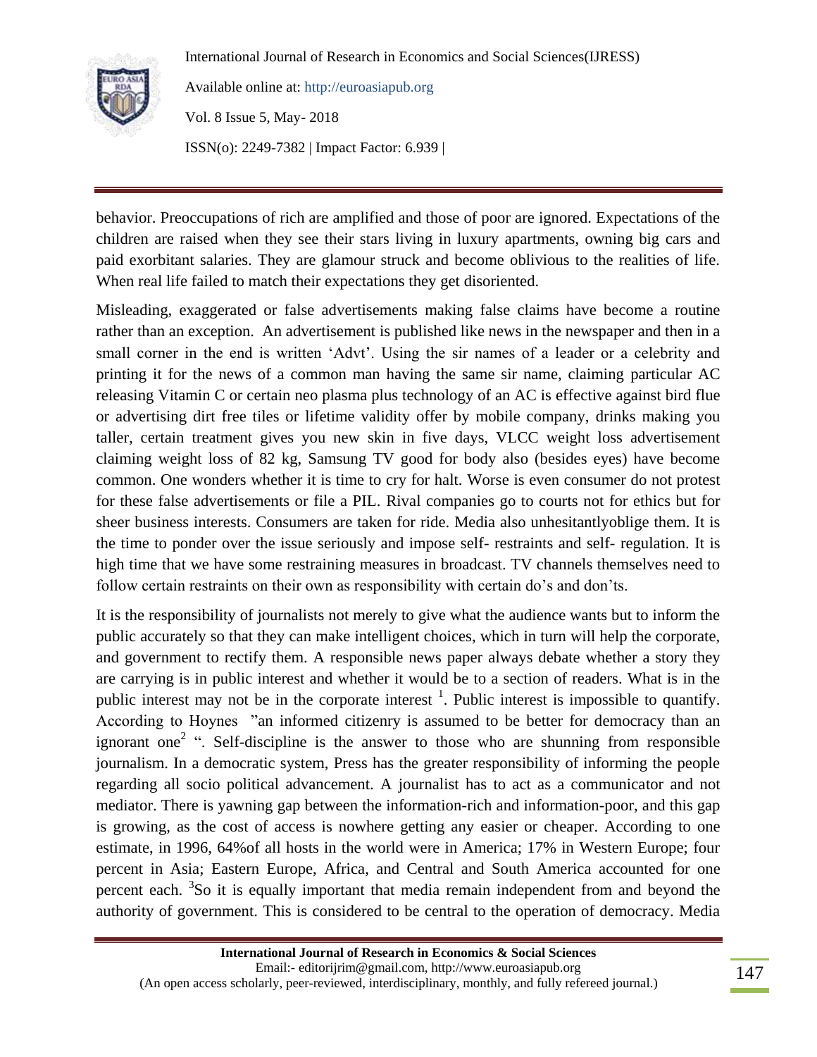behavior. Preoccupations of rich are amplified and those of poor are ignored. Expectations of the children are raised when they see their stars living in luxury apartments, owning big cars and paid exorbitant salaries. They are glamour struck and become oblivious to the realities of life. When real life failed to match their expectations they get disoriented.

Misleading, exaggerated or false advertisements making false claims have become a routine rather than an exception. An advertisement is published like news in the newspaper and then in a small corner in the end is written 'Advt'. Using the sir names of a leader or a celebrity and printing it for the news of a common man having the same sir name, claiming particular AC releasing Vitamin C or certain neo plasma plus technology of an AC is effective against bird flue or advertising dirt free tiles or lifetime validity offer by mobile company, drinks making you taller, certain treatment gives you new skin in five days, VLCC weight loss advertisement claiming weight loss of 82 kg, Samsung TV good for body also (besides eyes) have become common. One wonders whether it is time to cry for halt. Worse is even consumer do not protest for these false advertisements or file a PIL. Rival companies go to courts not for ethics but for sheer business interests. Consumers are taken for ride. Media also unhesitantlyoblige them. It is the time to ponder over the issue seriously and impose self- restraints and self- regulation. It is high time that we have some restraining measures in broadcast. TV channels themselves need to follow certain restraints on their own as responsibility with certain do's and don'ts.

It is the responsibility of journalists not merely to give what the audience wants but to inform the public accurately so that they can make intelligent choices, which in turn will help the corporate, and government to rectify them. A responsible news paper always debate whether a story they are carrying is in public interest and whether it would be to a section of readers. What is in the public interest may not be in the corporate interest [1]. Public interest is impossible to quantify. According to Hoynes "an informed citizenry is assumed to be better for democracy than an ignorant one[2] ". Self-discipline is the answer to those who are shunning from responsible journalism. In a democratic system, Press has the greater responsibility of informing the people regarding all socio political advancement. A journalist has to act as a communicator and not mediator. There is yawning gap between the information-rich and information-poor, and this gap is growing, as the cost of access is nowhere getting any easier or cheaper. According to one estimate, in 1996, 64%of all hosts in the world were in America; 17% in Western Europe; four percent in Asia; Eastern Europe, Africa, and Central and South America accounted for one percent each. [3]So it is equally important that media remain independent from and beyond the authority of government. This is considered to be central to the operation of democracy. Media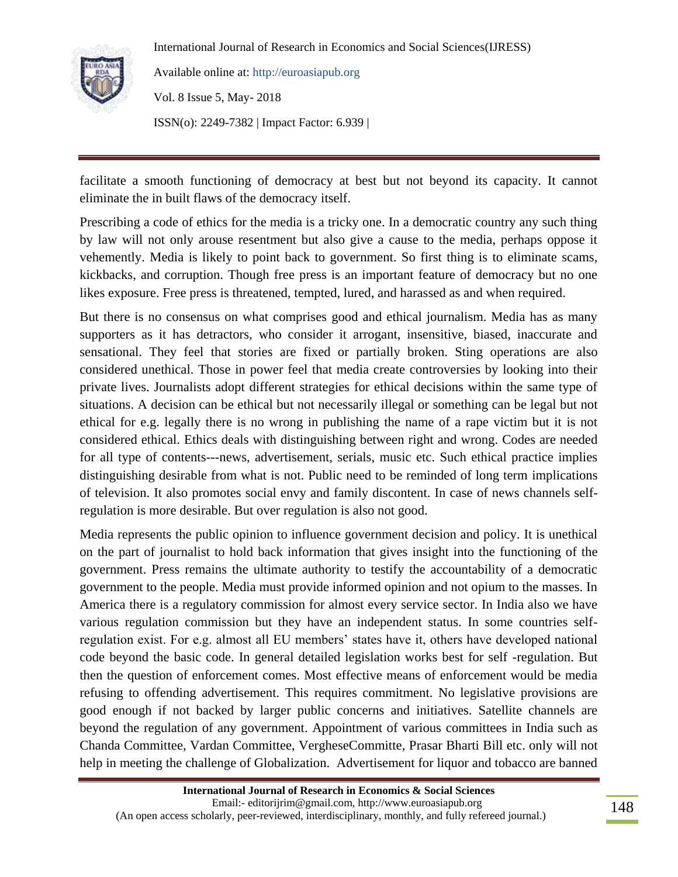facilitate a smooth functioning of democracy at best but not beyond its capacity. It cannot eliminate the in built flaws of the democracy itself.

Prescribing a code of ethics for the media is a tricky one. In a democratic country any such thing by law will not only arouse resentment but also give a cause to the media, perhaps oppose it vehemently. Media is likely to point back to government. So first thing is to eliminate scams, kickbacks, and corruption. Though free press is an important feature of democracy but no one likes exposure. Free press is threatened, tempted, lured, and harassed as and when required.

But there is no consensus on what comprises good and ethical journalism. Media has as many supporters as it has detractors, who consider it arrogant, insensitive, biased, inaccurate and sensational. They feel that stories are fixed or partially broken. Sting operations are also considered unethical. Those in power feel that media create controversies by looking into their private lives. Journalists adopt different strategies for ethical decisions within the same type of situations. A decision can be ethical but not necessarily illegal or something can be legal but not ethical for e.g. legally there is no wrong in publishing the name of a rape victim but it is not considered ethical. Ethics deals with distinguishing between right and wrong. Codes are needed for all type of contents---news, advertisement, serials, music etc. Such ethical practice implies distinguishing desirable from what is not. Public need to be reminded of long term implications of television. It also promotes social envy and family discontent. In case of news channels self-regulation is more desirable. But over regulation is also not good.

Media represents the public opinion to influence government decision and policy. It is unethical on the part of journalist to hold back information that gives insight into the functioning of the government. Press remains the ultimate authority to testify the accountability of a democratic government to the people. Media must provide informed opinion and not opium to the masses. In America there is a regulatory commission for almost every service sector. In India also we have various regulation commission but they have an independent status. In some countries self-regulation exist. For e.g. almost all EU members' states have it, others have developed national code beyond the basic code. In general detailed legislation works best for self -regulation. But then the question of enforcement comes. Most effective means of enforcement would be media refusing to offending advertisement. This requires commitment. No legislative provisions are good enough if not backed by larger public concerns and initiatives. Satellite channels are beyond the regulation of any government. Appointment of various committees in India such as Chanda Committee, Vardan Committee, VergheseCommitte, Prasar Bharti Bill etc. only will not help in meeting the challenge of Globalization. Advertisement for liquor and tobacco are banned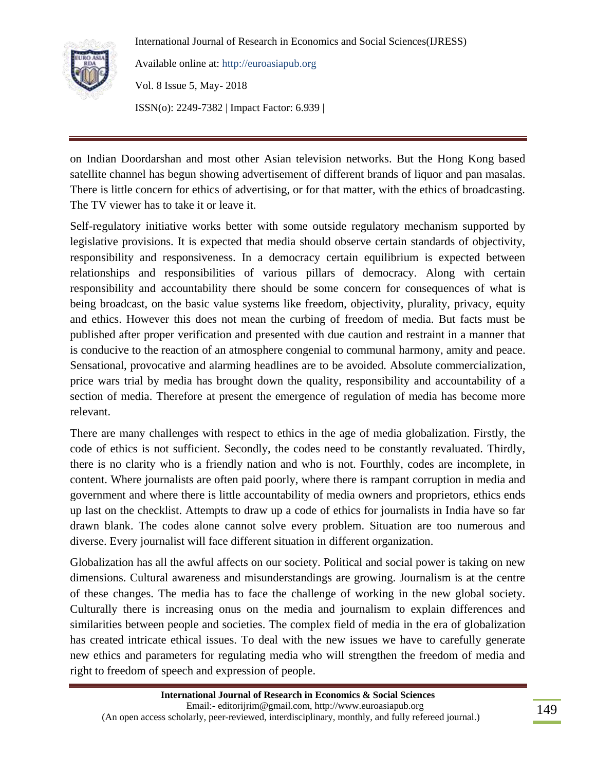on Indian Doordarshan and most other Asian television networks. But the Hong Kong based satellite channel has begun showing advertisement of different brands of liquor and pan masalas. There is little concern for ethics of advertising, or for that matter, with the ethics of broadcasting. The TV viewer has to take it or leave it.

Self-regulatory initiative works better with some outside regulatory mechanism supported by legislative provisions. It is expected that media should observe certain standards of objectivity, responsibility and responsiveness. In a democracy certain equilibrium is expected between relationships and responsibilities of various pillars of democracy. Along with certain responsibility and accountability there should be some concern for consequences of what is being broadcast, on the basic value systems like freedom, objectivity, plurality, privacy, equity and ethics. However this does not mean the curbing of freedom of media. But facts must be published after proper verification and presented with due caution and restraint in a manner that is conducive to the reaction of an atmosphere congenial to communal harmony, amity and peace. Sensational, provocative and alarming headlines are to be avoided. Absolute commercialization, price wars trial by media has brought down the quality, responsibility and accountability of a section of media. Therefore at present the emergence of regulation of media has become more relevant.

There are many challenges with respect to ethics in the age of media globalization. Firstly, the code of ethics is not sufficient. Secondly, the codes need to be constantly revaluated. Thirdly, there is no clarity who is a friendly nation and who is not. Fourthly, codes are incomplete, in content. Where journalists are often paid poorly, where there is rampant corruption in media and government and where there is little accountability of media owners and proprietors, ethics ends up last on the checklist. Attempts to draw up a code of ethics for journalists in India have so far drawn blank. The codes alone cannot solve every problem. Situation are too numerous and diverse. Every journalist will face different situation in different organization.

Globalization has all the awful affects on our society. Political and social power is taking on new dimensions. Cultural awareness and misunderstandings are growing. Journalism is at the centre of these changes. The media has to face the challenge of working in the new global society. Culturally there is increasing onus on the media and journalism to explain differences and similarities between people and societies. The complex field of media in the era of globalization has created intricate ethical issues. To deal with the new issues we have to carefully generate new ethics and parameters for regulating media who will strengthen the freedom of media and right to freedom of speech and expression of people.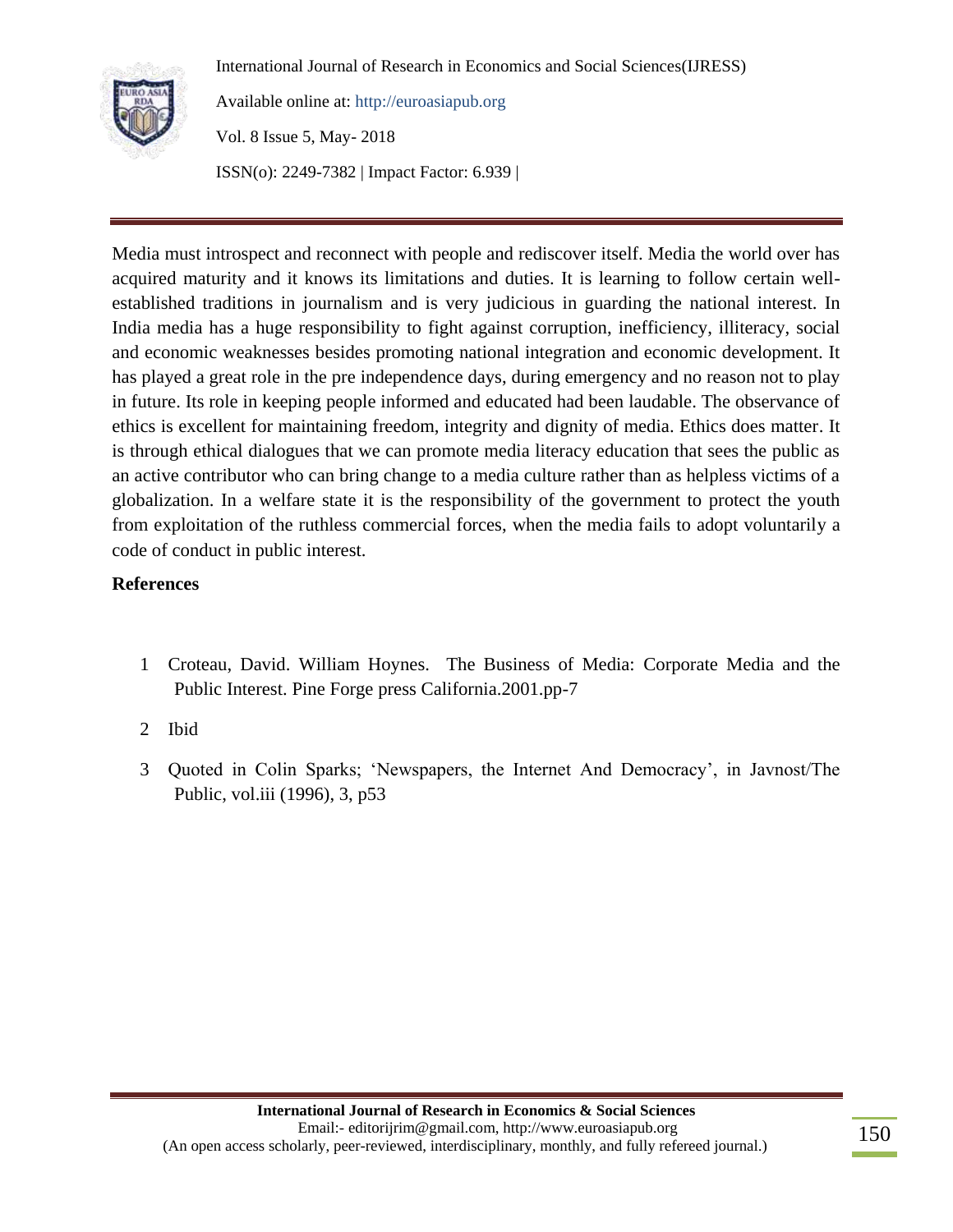Media must introspect and reconnect with people and rediscover itself. Media the world over has acquired maturity and it knows its limitations and duties. It is learning to follow certain well-established traditions in journalism and is very judicious in guarding the national interest. In India media has a huge responsibility to fight against corruption, inefficiency, illiteracy, social and economic weaknesses besides promoting national integration and economic development. It has played a great role in the pre independence days, during emergency and no reason not to play in future. Its role in keeping people informed and educated had been laudable. The observance of ethics is excellent for maintaining freedom, integrity and dignity of media. Ethics does matter. It is through ethical dialogues that we can promote media literacy education that sees the public as an active contributor who can bring change to a media culture rather than as helpless victims of a globalization. In a welfare state it is the responsibility of the government to protect the youth from exploitation of the ruthless commercial forces, when the media fails to adopt voluntarily a code of conduct in public interest.

**References**

1. Croteau, David. William Hoynes. The Business of Media: Corporate Media and the Public Interest. Pine Forge press California.2001.pp-7
2. Ibid
3. Quoted in Colin Sparks; 'Newspapers, the Internet And Democracy', in Javnost/The Public, vol.iii (1996), 3, p53